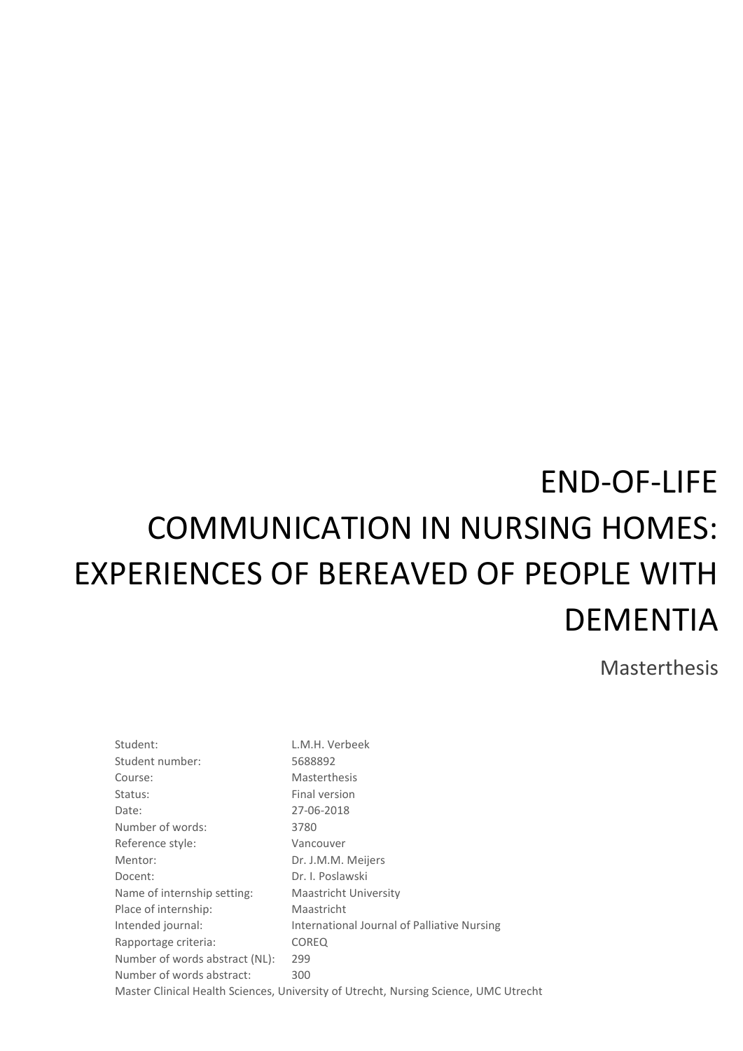# END-OF-LIFE COMMUNICATION IN NURSING HOMES: EXPERIENCES OF BEREAVED OF PEOPLE WITH DEMENTIA

Masterthesis

| | |
|---|---|
| Student: | L.M.H. Verbeek |
| Student number: | 5688892 |
| Course: | Masterthesis |
| Status: | Final version |
| Date: | 27-06-2018 |
| Number of words: | 3780 |
| Reference style: | Vancouver |
| Mentor: | Dr. J.M.M. Meijers |
| Docent: | Dr. I. Poslawski |
| Name of internship setting: | Maastricht University |
| Place of internship: | Maastricht |
| Intended journal: | International Journal of Palliative Nursing |
| Rapportage criteria: | COREQ |
| Number of words abstract (NL): | 299 |
| Number of words abstract: | 300 |

Master Clinical Health Sciences, University of Utrecht, Nursing Science, UMC Utrecht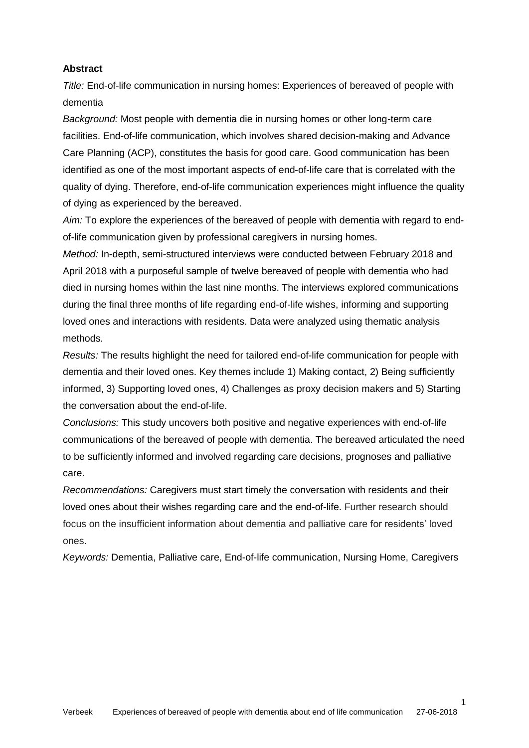**Abstract**

*Title:* End-of-life communication in nursing homes: Experiences of bereaved of people with dementia

*Background:* Most people with dementia die in nursing homes or other long-term care facilities. End-of-life communication, which involves shared decision-making and Advance Care Planning (ACP), constitutes the basis for good care. Good communication has been identified as one of the most important aspects of end-of-life care that is correlated with the quality of dying. Therefore, end-of-life communication experiences might influence the quality of dying as experienced by the bereaved.

*Aim:* To explore the experiences of the bereaved of people with dementia with regard to end-of-life communication given by professional caregivers in nursing homes.

*Method:* In-depth, semi-structured interviews were conducted between February 2018 and April 2018 with a purposeful sample of twelve bereaved of people with dementia who had died in nursing homes within the last nine months. The interviews explored communications during the final three months of life regarding end-of-life wishes, informing and supporting loved ones and interactions with residents. Data were analyzed using thematic analysis methods.

*Results:* The results highlight the need for tailored end-of-life communication for people with dementia and their loved ones. Key themes include 1) Making contact, 2) Being sufficiently informed, 3) Supporting loved ones, 4) Challenges as proxy decision makers and 5) Starting the conversation about the end-of-life.

*Conclusions:* This study uncovers both positive and negative experiences with end-of-life communications of the bereaved of people with dementia. The bereaved articulated the need to be sufficiently informed and involved regarding care decisions, prognoses and palliative care.

*Recommendations:* Caregivers must start timely the conversation with residents and their loved ones about their wishes regarding care and the end-of-life. Further research should focus on the insufficient information about dementia and palliative care for residents' loved ones.

*Keywords:* Dementia, Palliative care, End-of-life communication, Nursing Home, Caregivers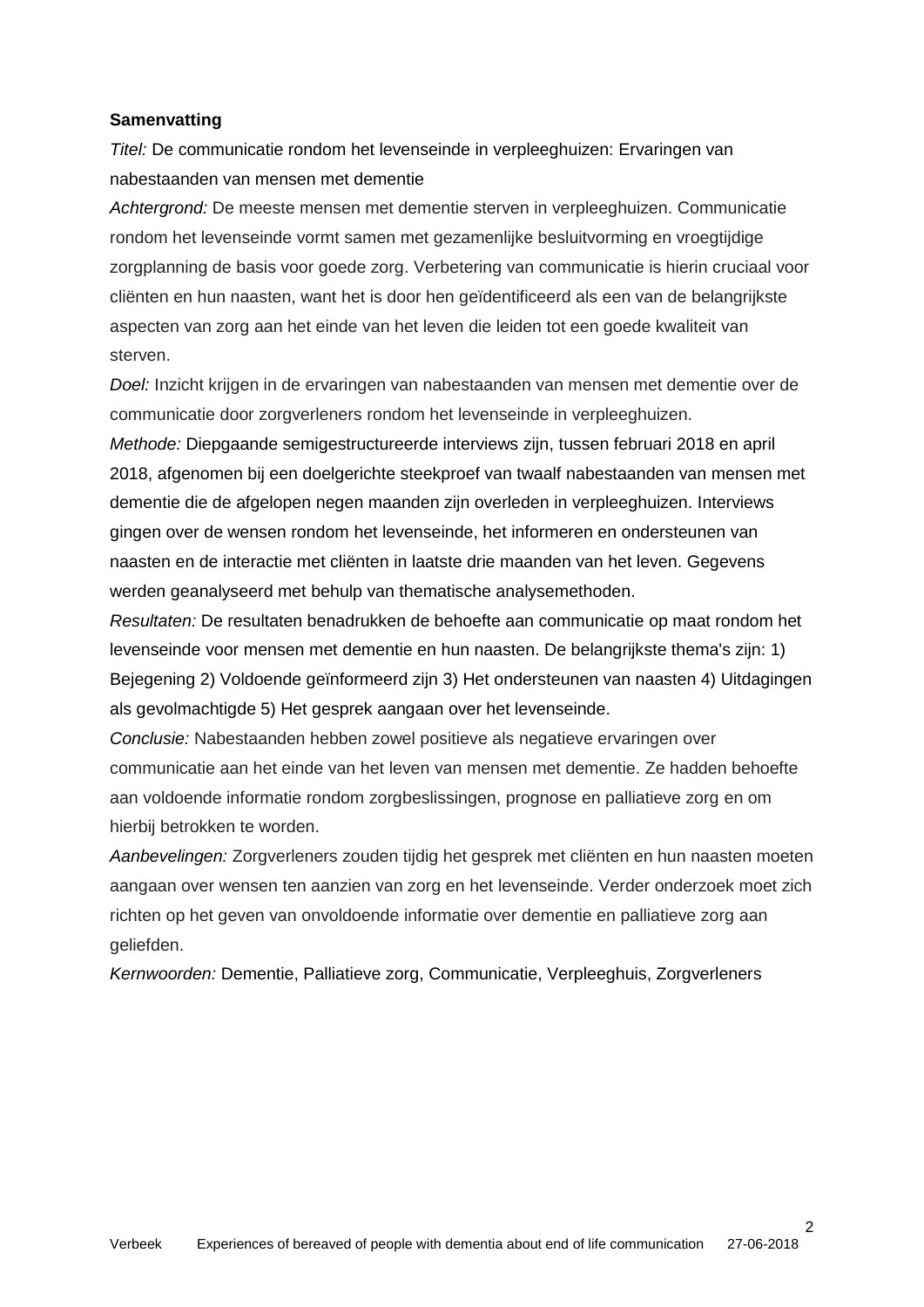**Samenvatting**

*Titel:* De communicatie rondom het levenseinde in verpleeghuizen: Ervaringen van nabestaanden van mensen met dementie

*Achtergrond:* De meeste mensen met dementie sterven in verpleeghuizen. Communicatie rondom het levenseinde vormt samen met gezamenlijke besluitvorming en vroegtijdige zorgplanning de basis voor goede zorg. Verbetering van communicatie is hierin cruciaal voor cliënten en hun naasten, want het is door hen geïdentificeerd als een van de belangrijkste aspecten van zorg aan het einde van het leven die leiden tot een goede kwaliteit van sterven.

*Doel:* Inzicht krijgen in de ervaringen van nabestaanden van mensen met dementie over de communicatie door zorgverleners rondom het levenseinde in verpleeghuizen.

*Methode:* Diepgaande semigestructureerde interviews zijn, tussen februari 2018 en april 2018, afgenomen bij een doelgerichte steekproef van twaalf nabestaanden van mensen met dementie die de afgelopen negen maanden zijn overleden in verpleeghuizen. Interviews gingen over de wensen rondom het levenseinde, het informeren en ondersteunen van naasten en de interactie met cliënten in laatste drie maanden van het leven. Gegevens werden geanalyseerd met behulp van thematische analysemethoden.

*Resultaten:* De resultaten benadrukken de behoefte aan communicatie op maat rondom het levenseinde voor mensen met dementie en hun naasten. De belangrijkste thema's zijn: 1) Bejegening 2) Voldoende geïnformeerd zijn 3) Het ondersteunen van naasten 4) Uitdagingen als gevolmachtigde 5) Het gesprek aangaan over het levenseinde.

*Conclusie:* Nabestaanden hebben zowel positieve als negatieve ervaringen over communicatie aan het einde van het leven van mensen met dementie. Ze hadden behoefte aan voldoende informatie rondom zorgbeslissingen, prognose en palliatieve zorg en om hierbij betrokken te worden.

*Aanbevelingen:* Zorgverleners zouden tijdig het gesprek met cliënten en hun naasten moeten aangaan over wensen ten aanzien van zorg en het levenseinde. Verder onderzoek moet zich richten op het geven van onvoldoende informatie over dementie en palliatieve zorg aan geliefden.

*Kernwoorden:* Dementie, Palliatieve zorg, Communicatie, Verpleeghuis, Zorgverleners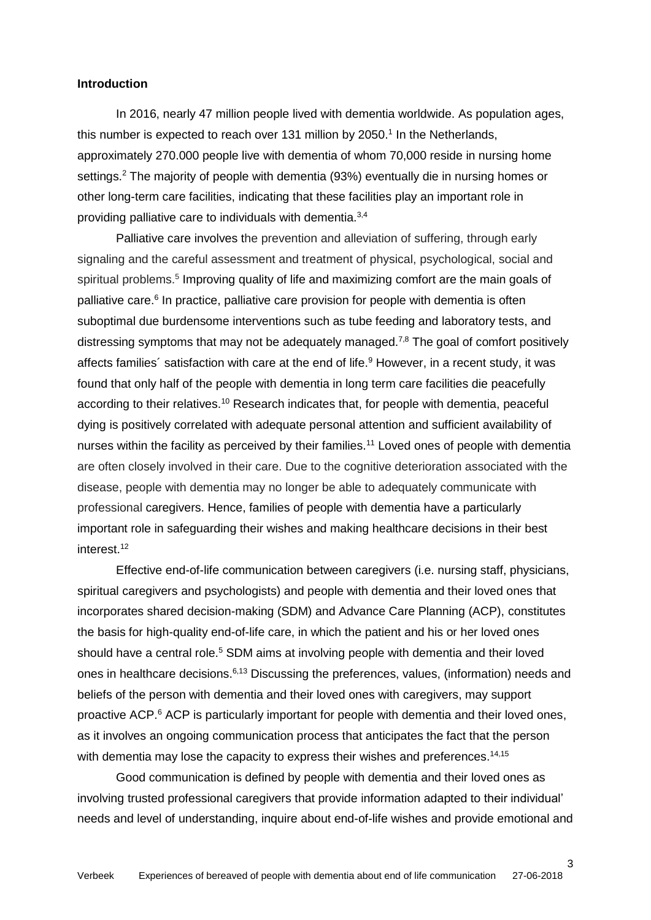**Introduction**

In 2016, nearly 47 million people lived with dementia worldwide. As population ages, this number is expected to reach over 131 million by 2050.[1] In the Netherlands, approximately 270.000 people live with dementia of whom 70,000 reside in nursing home settings.[2] The majority of people with dementia (93%) eventually die in nursing homes or other long-term care facilities, indicating that these facilities play an important role in providing palliative care to individuals with dementia.[3,4]

Palliative care involves the prevention and alleviation of suffering, through early signaling and the careful assessment and treatment of physical, psychological, social and spiritual problems.[5] Improving quality of life and maximizing comfort are the main goals of palliative care.[6] In practice, palliative care provision for people with dementia is often suboptimal due burdensome interventions such as tube feeding and laboratory tests, and distressing symptoms that may not be adequately managed.[7,8] The goal of comfort positively affects families´ satisfaction with care at the end of life.[9] However, in a recent study, it was found that only half of the people with dementia in long term care facilities die peacefully according to their relatives.[10] Research indicates that, for people with dementia, peaceful dying is positively correlated with adequate personal attention and sufficient availability of nurses within the facility as perceived by their families.[11] Loved ones of people with dementia are often closely involved in their care. Due to the cognitive deterioration associated with the disease, people with dementia may no longer be able to adequately communicate with professional caregivers. Hence, families of people with dementia have a particularly important role in safeguarding their wishes and making healthcare decisions in their best interest.[12]

Effective end-of-life communication between caregivers (i.e. nursing staff, physicians, spiritual caregivers and psychologists) and people with dementia and their loved ones that incorporates shared decision-making (SDM) and Advance Care Planning (ACP), constitutes the basis for high-quality end-of-life care, in which the patient and his or her loved ones should have a central role.[5] SDM aims at involving people with dementia and their loved ones in healthcare decisions.[6,13] Discussing the preferences, values, (information) needs and beliefs of the person with dementia and their loved ones with caregivers, may support proactive ACP.[6] ACP is particularly important for people with dementia and their loved ones, as it involves an ongoing communication process that anticipates the fact that the person with dementia may lose the capacity to express their wishes and preferences.[14,15]

Good communication is defined by people with dementia and their loved ones as involving trusted professional caregivers that provide information adapted to their individual' needs and level of understanding, inquire about end-of-life wishes and provide emotional and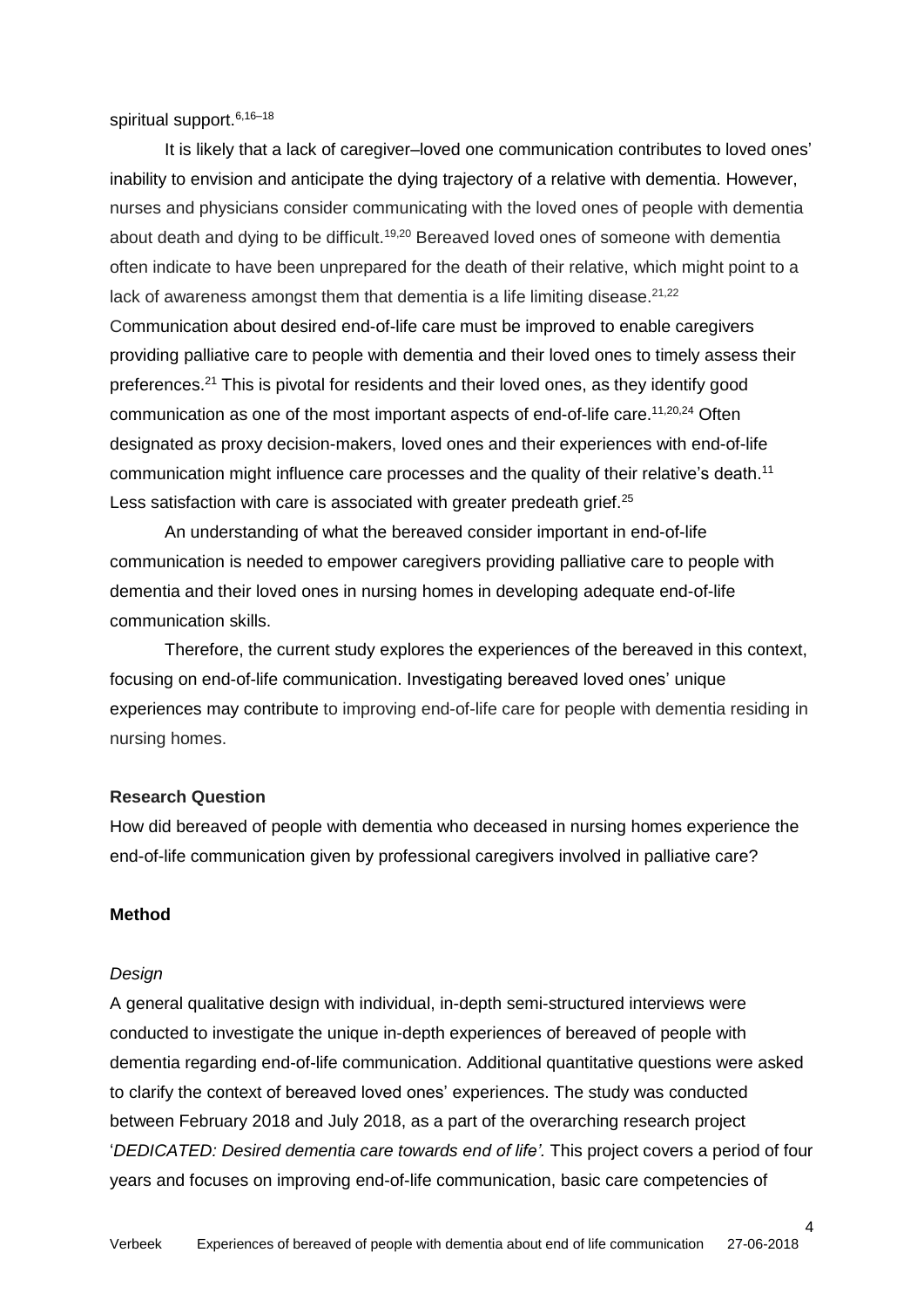spiritual support.[6,16–18]

It is likely that a lack of caregiver–loved one communication contributes to loved ones' inability to envision and anticipate the dying trajectory of a relative with dementia. However, nurses and physicians consider communicating with the loved ones of people with dementia about death and dying to be difficult.[19,20] Bereaved loved ones of someone with dementia often indicate to have been unprepared for the death of their relative, which might point to a lack of awareness amongst them that dementia is a life limiting disease.[21,22] Communication about desired end-of-life care must be improved to enable caregivers providing palliative care to people with dementia and their loved ones to timely assess their preferences.[21] This is pivotal for residents and their loved ones, as they identify good communication as one of the most important aspects of end-of-life care.[11,20,24] Often designated as proxy decision-makers, loved ones and their experiences with end-of-life communication might influence care processes and the quality of their relative's death.[11] Less satisfaction with care is associated with greater predeath grief.[25]

An understanding of what the bereaved consider important in end-of-life communication is needed to empower caregivers providing palliative care to people with dementia and their loved ones in nursing homes in developing adequate end-of-life communication skills.

Therefore, the current study explores the experiences of the bereaved in this context, focusing on end-of-life communication. Investigating bereaved loved ones' unique experiences may contribute to improving end-of-life care for people with dementia residing in nursing homes.

## Research Question

How did bereaved of people with dementia who deceased in nursing homes experience the end-of-life communication given by professional caregivers involved in palliative care?

## Method

### *Design*

A general qualitative design with individual, in-depth semi-structured interviews were conducted to investigate the unique in-depth experiences of bereaved of people with dementia regarding end-of-life communication. Additional quantitative questions were asked to clarify the context of bereaved loved ones' experiences. The study was conducted between February 2018 and July 2018, as a part of the overarching research project '*DEDICATED: Desired dementia care towards end of life'.* This project covers a period of four years and focuses on improving end-of-life communication, basic care competencies of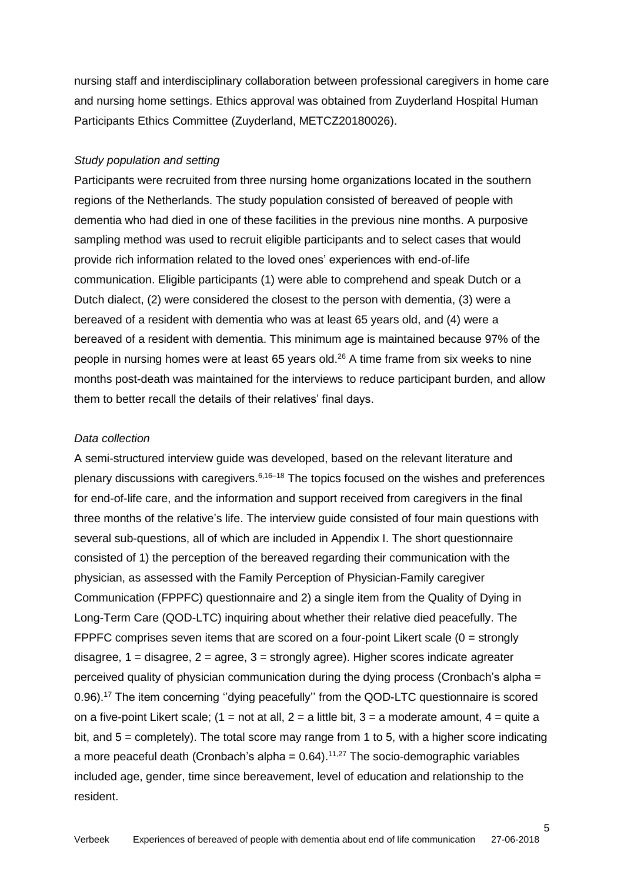nursing staff and interdisciplinary collaboration between professional caregivers in home care and nursing home settings. Ethics approval was obtained from Zuyderland Hospital Human Participants Ethics Committee (Zuyderland, METCZ20180026).

*Study population and setting*

Participants were recruited from three nursing home organizations located in the southern regions of the Netherlands. The study population consisted of bereaved of people with dementia who had died in one of these facilities in the previous nine months. A purposive sampling method was used to recruit eligible participants and to select cases that would provide rich information related to the loved ones' experiences with end-of-life communication. Eligible participants (1) were able to comprehend and speak Dutch or a Dutch dialect, (2) were considered the closest to the person with dementia, (3) were a bereaved of a resident with dementia who was at least 65 years old, and (4) were a bereaved of a resident with dementia. This minimum age is maintained because 97% of the people in nursing homes were at least 65 years old.[26] A time frame from six weeks to nine months post-death was maintained for the interviews to reduce participant burden, and allow them to better recall the details of their relatives' final days.

*Data collection*

A semi-structured interview guide was developed, based on the relevant literature and plenary discussions with caregivers.[6,16–18] The topics focused on the wishes and preferences for end-of-life care, and the information and support received from caregivers in the final three months of the relative's life. The interview guide consisted of four main questions with several sub-questions, all of which are included in Appendix I. The short questionnaire consisted of 1) the perception of the bereaved regarding their communication with the physician, as assessed with the Family Perception of Physician-Family caregiver Communication (FPPFC) questionnaire and 2) a single item from the Quality of Dying in Long-Term Care (QOD-LTC) inquiring about whether their relative died peacefully. The FPPFC comprises seven items that are scored on a four-point Likert scale (0 = strongly disagree, 1 = disagree, 2 = agree, 3 = strongly agree). Higher scores indicate agreater perceived quality of physician communication during the dying process (Cronbach's alpha = 0.96).[17] The item concerning ''dying peacefully'' from the QOD-LTC questionnaire is scored on a five-point Likert scale; (1 = not at all, 2 = a little bit, 3 = a moderate amount, 4 = quite a bit, and 5 = completely). The total score may range from 1 to 5, with a higher score indicating a more peaceful death (Cronbach's alpha = 0.64).[11,27] The socio-demographic variables included age, gender, time since bereavement, level of education and relationship to the resident.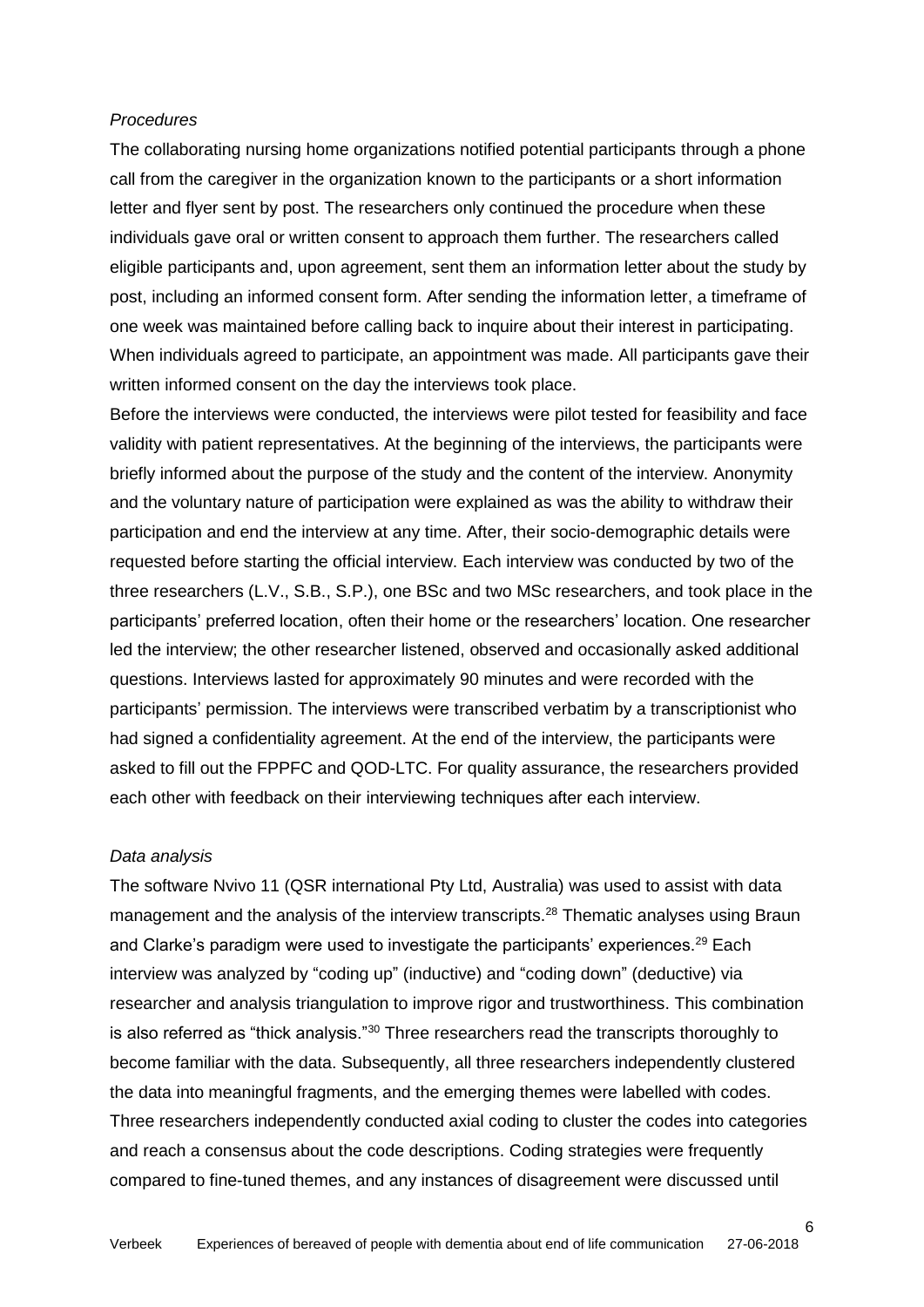*Procedures*

The collaborating nursing home organizations notified potential participants through a phone call from the caregiver in the organization known to the participants or a short information letter and flyer sent by post. The researchers only continued the procedure when these individuals gave oral or written consent to approach them further. The researchers called eligible participants and, upon agreement, sent them an information letter about the study by post, including an informed consent form. After sending the information letter, a timeframe of one week was maintained before calling back to inquire about their interest in participating. When individuals agreed to participate, an appointment was made. All participants gave their written informed consent on the day the interviews took place.

Before the interviews were conducted, the interviews were pilot tested for feasibility and face validity with patient representatives. At the beginning of the interviews, the participants were briefly informed about the purpose of the study and the content of the interview. Anonymity and the voluntary nature of participation were explained as was the ability to withdraw their participation and end the interview at any time. After, their socio-demographic details were requested before starting the official interview. Each interview was conducted by two of the three researchers (L.V., S.B., S.P.), one BSc and two MSc researchers, and took place in the participants' preferred location, often their home or the researchers' location. One researcher led the interview; the other researcher listened, observed and occasionally asked additional questions. Interviews lasted for approximately 90 minutes and were recorded with the participants' permission. The interviews were transcribed verbatim by a transcriptionist who had signed a confidentiality agreement. At the end of the interview, the participants were asked to fill out the FPPFC and QOD-LTC. For quality assurance, the researchers provided each other with feedback on their interviewing techniques after each interview.

*Data analysis*

The software Nvivo 11 (QSR international Pty Ltd, Australia) was used to assist with data management and the analysis of the interview transcripts.[28] Thematic analyses using Braun and Clarke's paradigm were used to investigate the participants' experiences.[29] Each interview was analyzed by "coding up" (inductive) and "coding down" (deductive) via researcher and analysis triangulation to improve rigor and trustworthiness. This combination is also referred as "thick analysis."[30] Three researchers read the transcripts thoroughly to become familiar with the data. Subsequently, all three researchers independently clustered the data into meaningful fragments, and the emerging themes were labelled with codes. Three researchers independently conducted axial coding to cluster the codes into categories and reach a consensus about the code descriptions. Coding strategies were frequently compared to fine-tuned themes, and any instances of disagreement were discussed until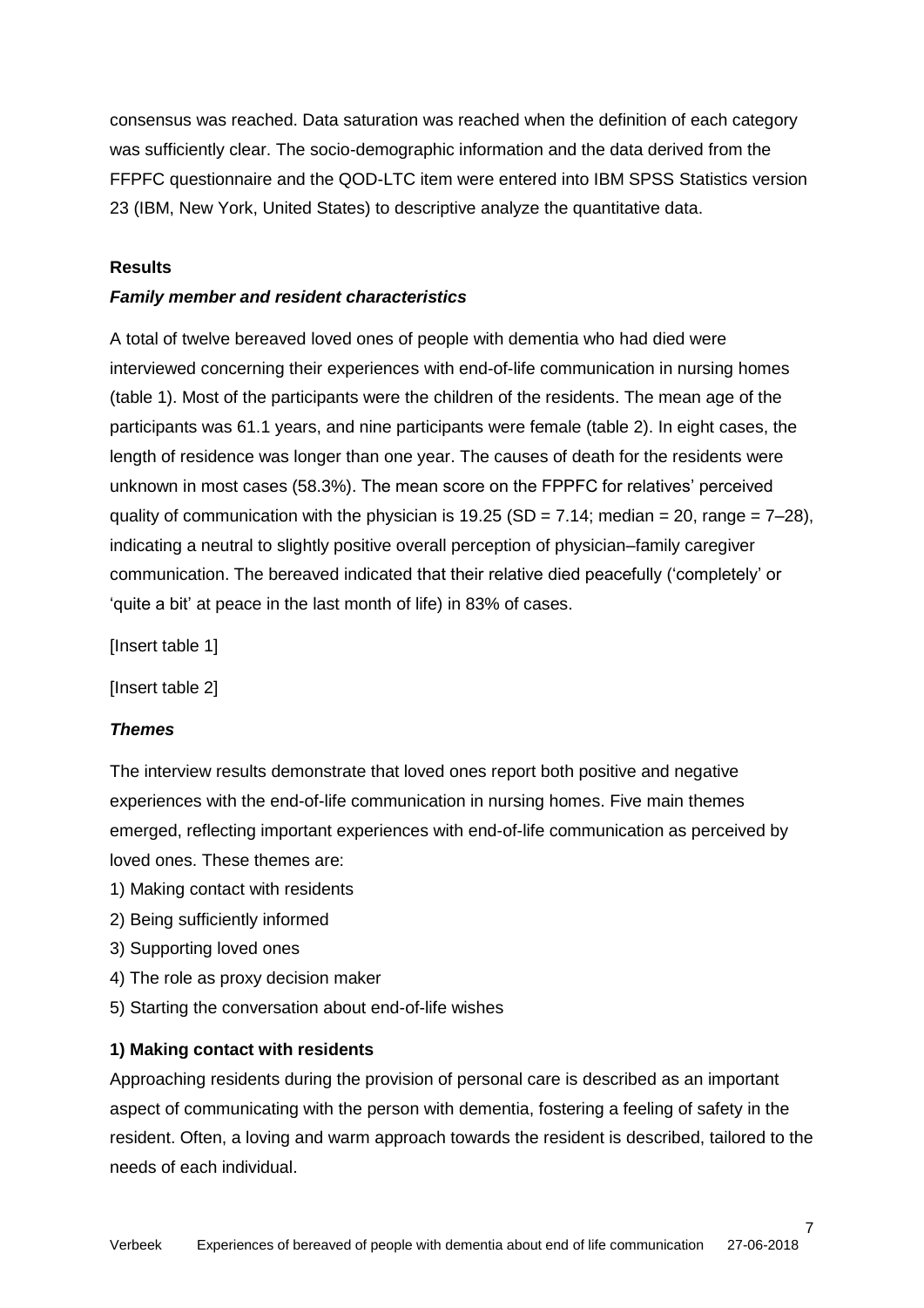consensus was reached. Data saturation was reached when the definition of each category was sufficiently clear. The socio-demographic information and the data derived from the FFPFC questionnaire and the QOD-LTC item were entered into IBM SPSS Statistics version 23 (IBM, New York, United States) to descriptive analyze the quantitative data.

## Results

### *Family member and resident characteristics*

A total of twelve bereaved loved ones of people with dementia who had died were interviewed concerning their experiences with end-of-life communication in nursing homes (table 1). Most of the participants were the children of the residents. The mean age of the participants was 61.1 years, and nine participants were female (table 2). In eight cases, the length of residence was longer than one year. The causes of death for the residents were unknown in most cases (58.3%). The mean score on the FPPFC for relatives' perceived quality of communication with the physician is 19.25 (SD = 7.14; median = 20, range = 7–28), indicating a neutral to slightly positive overall perception of physician–family caregiver communication. The bereaved indicated that their relative died peacefully ('completely' or 'quite a bit' at peace in the last month of life) in 83% of cases.

[Insert table 1]

[Insert table 2]

### *Themes*

The interview results demonstrate that loved ones report both positive and negative experiences with the end-of-life communication in nursing homes. Five main themes emerged, reflecting important experiences with end-of-life communication as perceived by loved ones. These themes are:

1) Making contact with residents
2) Being sufficiently informed
3) Supporting loved ones
4) The role as proxy decision maker
5) Starting the conversation about end-of-life wishes

#### 1) Making contact with residents

Approaching residents during the provision of personal care is described as an important aspect of communicating with the person with dementia, fostering a feeling of safety in the resident. Often, a loving and warm approach towards the resident is described, tailored to the needs of each individual.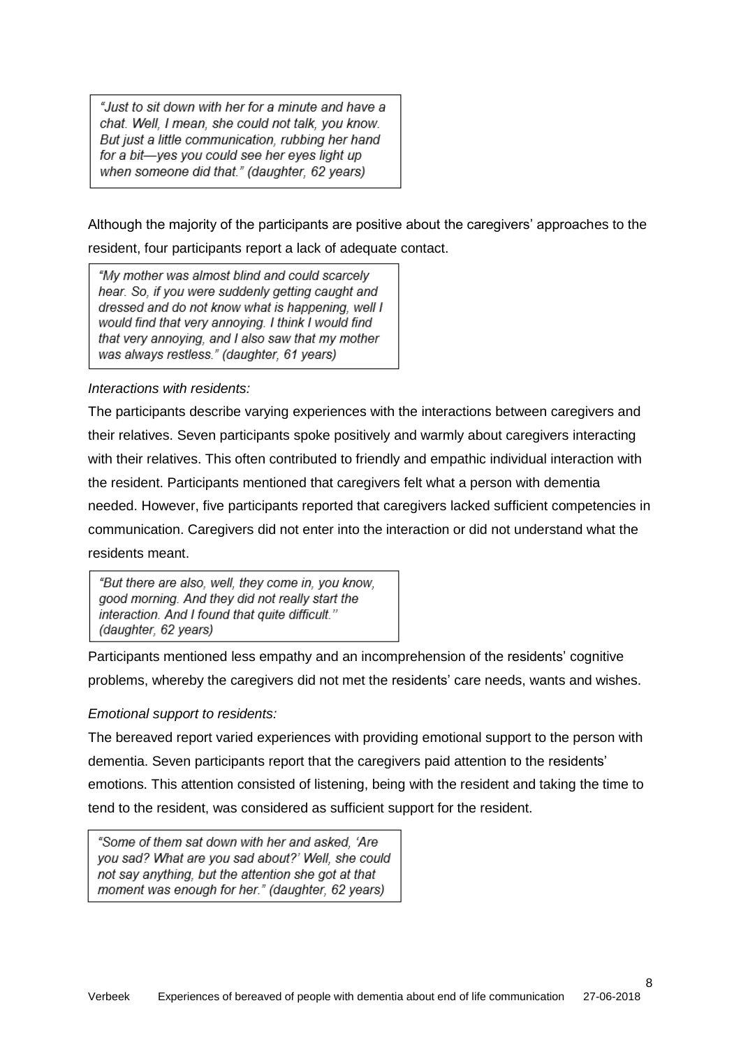> "Just to sit down with her for a minute and have a chat. Well, I mean, she could not talk, you know. But just a little communication, rubbing her hand for a bit—yes you could see her eyes light up when someone did that." (daughter, 62 years)

Although the majority of the participants are positive about the caregivers' approaches to the resident, four participants report a lack of adequate contact.

> "My mother was almost blind and could scarcely hear. So, if you were suddenly getting caught and dressed and do not know what is happening, well I would find that very annoying. I think I would find that very annoying, and I also saw that my mother was always restless." (daughter, 61 years)

*Interactions with residents:*

The participants describe varying experiences with the interactions between caregivers and their relatives. Seven participants spoke positively and warmly about caregivers interacting with their relatives. This often contributed to friendly and empathic individual interaction with the resident. Participants mentioned that caregivers felt what a person with dementia needed. However, five participants reported that caregivers lacked sufficient competencies in communication. Caregivers did not enter into the interaction or did not understand what the residents meant.

> "But there are also, well, they come in, you know, good morning. And they did not really start the interaction. And I found that quite difficult.'' (daughter, 62 years)

Participants mentioned less empathy and an incomprehension of the residents' cognitive problems, whereby the caregivers did not met the residents' care needs, wants and wishes.

*Emotional support to residents:*

The bereaved report varied experiences with providing emotional support to the person with dementia. Seven participants report that the caregivers paid attention to the residents' emotions. This attention consisted of listening, being with the resident and taking the time to tend to the resident, was considered as sufficient support for the resident.

> "Some of them sat down with her and asked, 'Are you sad? What are you sad about?' Well, she could not say anything, but the attention she got at that moment was enough for her." (daughter, 62 years)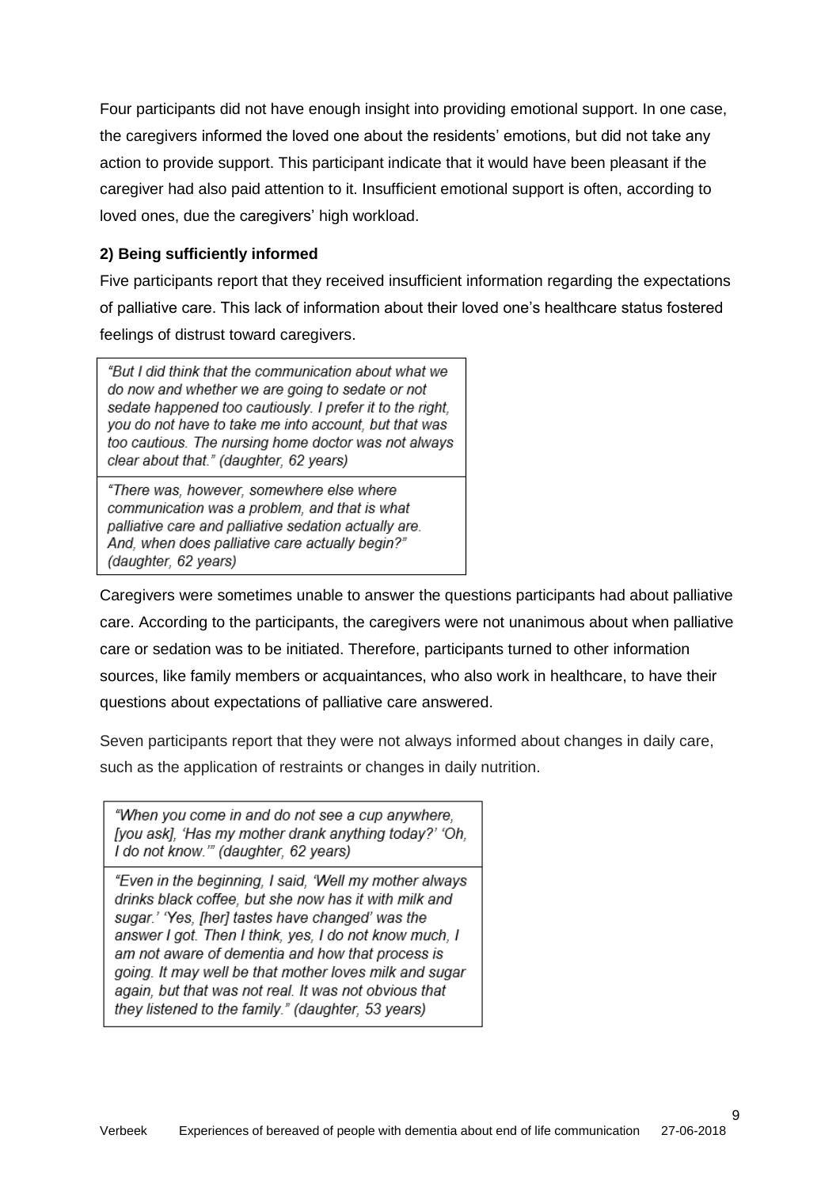Four participants did not have enough insight into providing emotional support. In one case, the caregivers informed the loved one about the residents' emotions, but did not take any action to provide support. This participant indicate that it would have been pleasant if the caregiver had also paid attention to it. Insufficient emotional support is often, according to loved ones, due the caregivers' high workload.

### 2) Being sufficiently informed

Five participants report that they received insufficient information regarding the expectations of palliative care. This lack of information about their loved one's healthcare status fostered feelings of distrust toward caregivers.

> *"But I did think that the communication about what we do now and whether we are going to sedate or not sedate happened too cautiously. I prefer it to the right, you do not have to take me into account, but that was too cautious. The nursing home doctor was not always clear about that." (daughter, 62 years)*

> *"There was, however, somewhere else where communication was a problem, and that is what palliative care and palliative sedation actually are. And, when does palliative care actually begin?" (daughter, 62 years)*

Caregivers were sometimes unable to answer the questions participants had about palliative care. According to the participants, the caregivers were not unanimous about when palliative care or sedation was to be initiated. Therefore, participants turned to other information sources, like family members or acquaintances, who also work in healthcare, to have their questions about expectations of palliative care answered.

Seven participants report that they were not always informed about changes in daily care, such as the application of restraints or changes in daily nutrition.

> *"When you come in and do not see a cup anywhere, [you ask], 'Has my mother drank anything today?' 'Oh, I do not know.'" (daughter, 62 years)*

> *"Even in the beginning, I said, 'Well my mother always drinks black coffee, but she now has it with milk and sugar.' 'Yes, [her] tastes have changed' was the answer I got. Then I think, yes, I do not know much, I am not aware of dementia and how that process is going. It may well be that mother loves milk and sugar again, but that was not real. It was not obvious that they listened to the family." (daughter, 53 years)*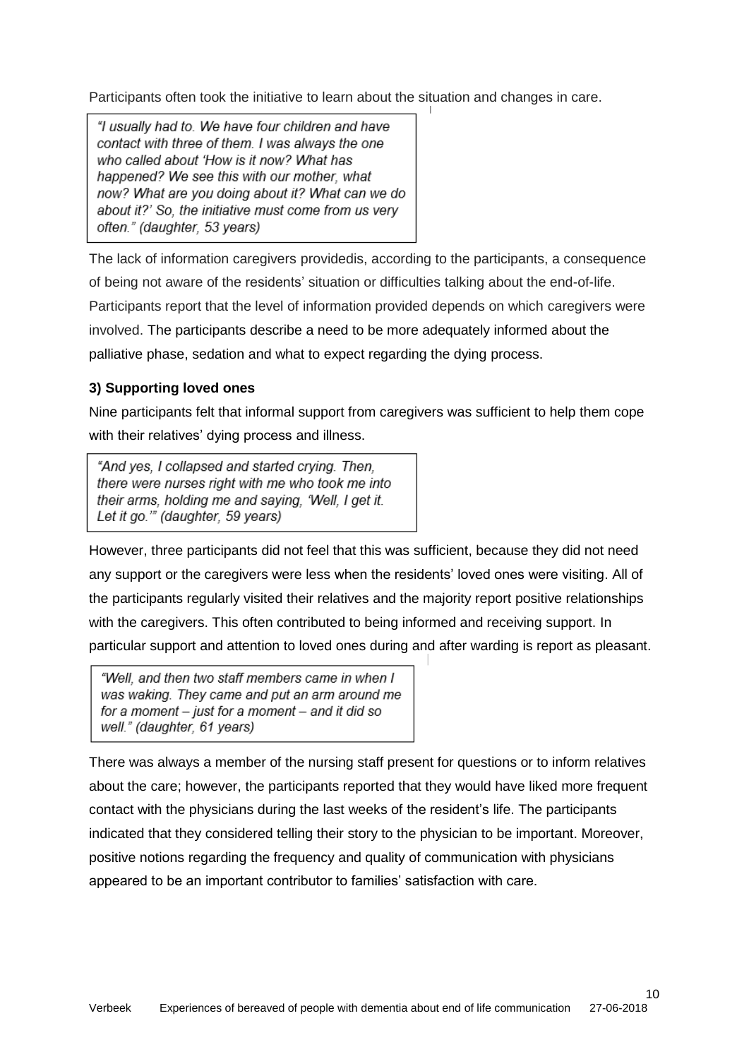Participants often took the initiative to learn about the situation and changes in care.

> *"I usually had to. We have four children and have contact with three of them. I was always the one who called about 'How is it now? What has happened? We see this with our mother, what now? What are you doing about it? What can we do about it?' So, the initiative must come from us very often." (daughter, 53 years)*

The lack of information caregivers providedis, according to the participants, a consequence of being not aware of the residents' situation or difficulties talking about the end-of-life. Participants report that the level of information provided depends on which caregivers were involved. The participants describe a need to be more adequately informed about the palliative phase, sedation and what to expect regarding the dying process.

**3) Supporting loved ones**

Nine participants felt that informal support from caregivers was sufficient to help them cope with their relatives' dying process and illness.

> *"And yes, I collapsed and started crying. Then, there were nurses right with me who took me into their arms, holding me and saying, 'Well, I get it. Let it go.'" (daughter, 59 years)*

However, three participants did not feel that this was sufficient, because they did not need any support or the caregivers were less when the residents' loved ones were visiting. All of the participants regularly visited their relatives and the majority report positive relationships with the caregivers. This often contributed to being informed and receiving support. In particular support and attention to loved ones during and after warding is report as pleasant.

> *"Well, and then two staff members came in when I was waking. They came and put an arm around me for a moment – just for a moment – and it did so well." (daughter, 61 years)*

There was always a member of the nursing staff present for questions or to inform relatives about the care; however, the participants reported that they would have liked more frequent contact with the physicians during the last weeks of the resident's life. The participants indicated that they considered telling their story to the physician to be important. Moreover, positive notions regarding the frequency and quality of communication with physicians appeared to be an important contributor to families' satisfaction with care.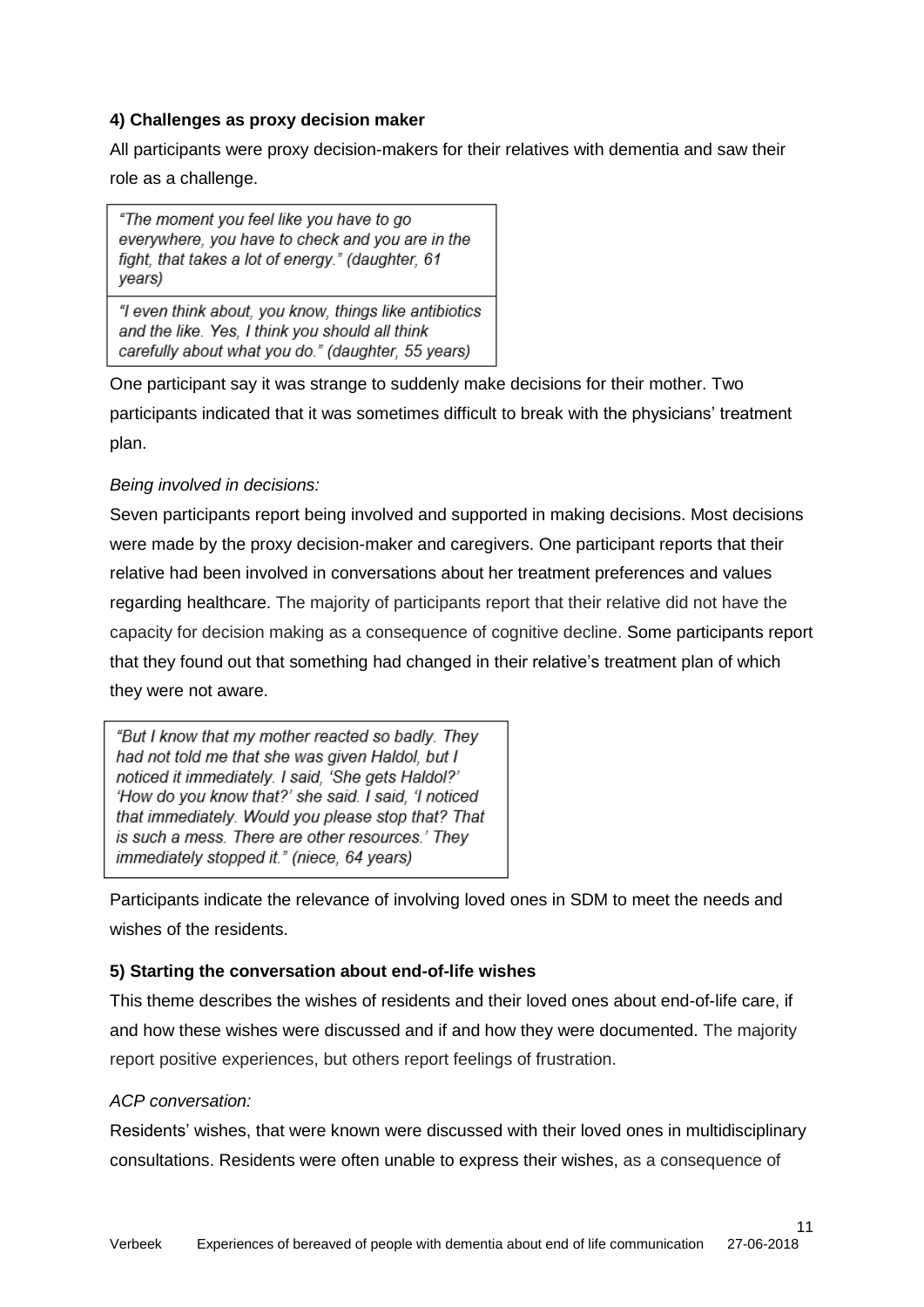### 4) Challenges as proxy decision maker

All participants were proxy decision-makers for their relatives with dementia and saw their role as a challenge.

> *"The moment you feel like you have to go everywhere, you have to check and you are in the fight, that takes a lot of energy." (daughter, 61 years)*

> *"I even think about, you know, things like antibiotics and the like. Yes, I think you should all think carefully about what you do." (daughter, 55 years)*

One participant say it was strange to suddenly make decisions for their mother. Two participants indicated that it was sometimes difficult to break with the physicians' treatment plan.

*Being involved in decisions:*

Seven participants report being involved and supported in making decisions. Most decisions were made by the proxy decision-maker and caregivers. One participant reports that their relative had been involved in conversations about her treatment preferences and values regarding healthcare. The majority of participants report that their relative did not have the capacity for decision making as a consequence of cognitive decline. Some participants report that they found out that something had changed in their relative's treatment plan of which they were not aware.

> *"But I know that my mother reacted so badly. They had not told me that she was given Haldol, but I noticed it immediately. I said, 'She gets Haldol?' 'How do you know that?' she said. I said, 'I noticed that immediately. Would you please stop that? That is such a mess. There are other resources.' They immediately stopped it." (niece, 64 years)*

Participants indicate the relevance of involving loved ones in SDM to meet the needs and wishes of the residents.

### 5) Starting the conversation about end-of-life wishes

This theme describes the wishes of residents and their loved ones about end-of-life care, if and how these wishes were discussed and if and how they were documented. The majority report positive experiences, but others report feelings of frustration.

*ACP conversation:*

Residents' wishes, that were known were discussed with their loved ones in multidisciplinary consultations. Residents were often unable to express their wishes, as a consequence of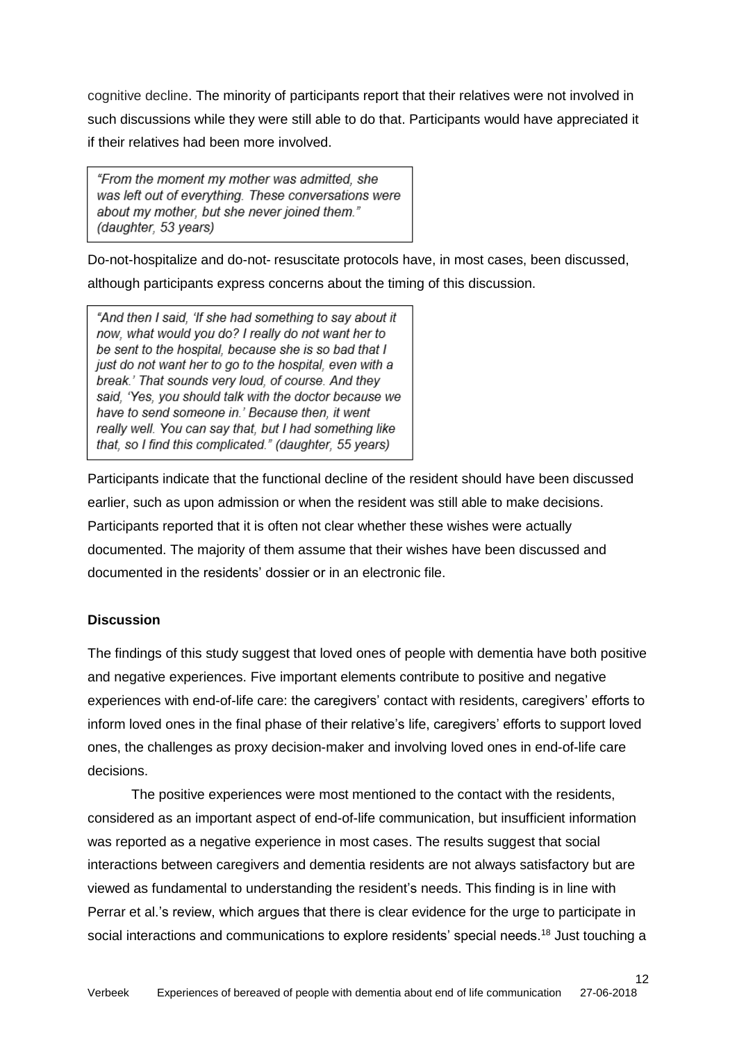cognitive decline. The minority of participants report that their relatives were not involved in such discussions while they were still able to do that. Participants would have appreciated it if their relatives had been more involved.

> *"From the moment my mother was admitted, she was left out of everything. These conversations were about my mother, but she never joined them." (daughter, 53 years)*

Do-not-hospitalize and do-not- resuscitate protocols have, in most cases, been discussed, although participants express concerns about the timing of this discussion.

> *"And then I said, 'If she had something to say about it now, what would you do? I really do not want her to be sent to the hospital, because she is so bad that I just do not want her to go to the hospital, even with a break.' That sounds very loud, of course. And they said, 'Yes, you should talk with the doctor because we have to send someone in.' Because then, it went really well. You can say that, but I had something like that, so I find this complicated." (daughter, 55 years)*

Participants indicate that the functional decline of the resident should have been discussed earlier, such as upon admission or when the resident was still able to make decisions. Participants reported that it is often not clear whether these wishes were actually documented. The majority of them assume that their wishes have been discussed and documented in the residents' dossier or in an electronic file.

## Discussion

The findings of this study suggest that loved ones of people with dementia have both positive and negative experiences. Five important elements contribute to positive and negative experiences with end-of-life care: the caregivers' contact with residents, caregivers' efforts to inform loved ones in the final phase of their relative's life, caregivers' efforts to support loved ones, the challenges as proxy decision-maker and involving loved ones in end-of-life care decisions.

The positive experiences were most mentioned to the contact with the residents, considered as an important aspect of end-of-life communication, but insufficient information was reported as a negative experience in most cases. The results suggest that social interactions between caregivers and dementia residents are not always satisfactory but are viewed as fundamental to understanding the resident's needs. This finding is in line with Perrar et al.'s review, which argues that there is clear evidence for the urge to participate in social interactions and communications to explore residents' special needs.[18] Just touching a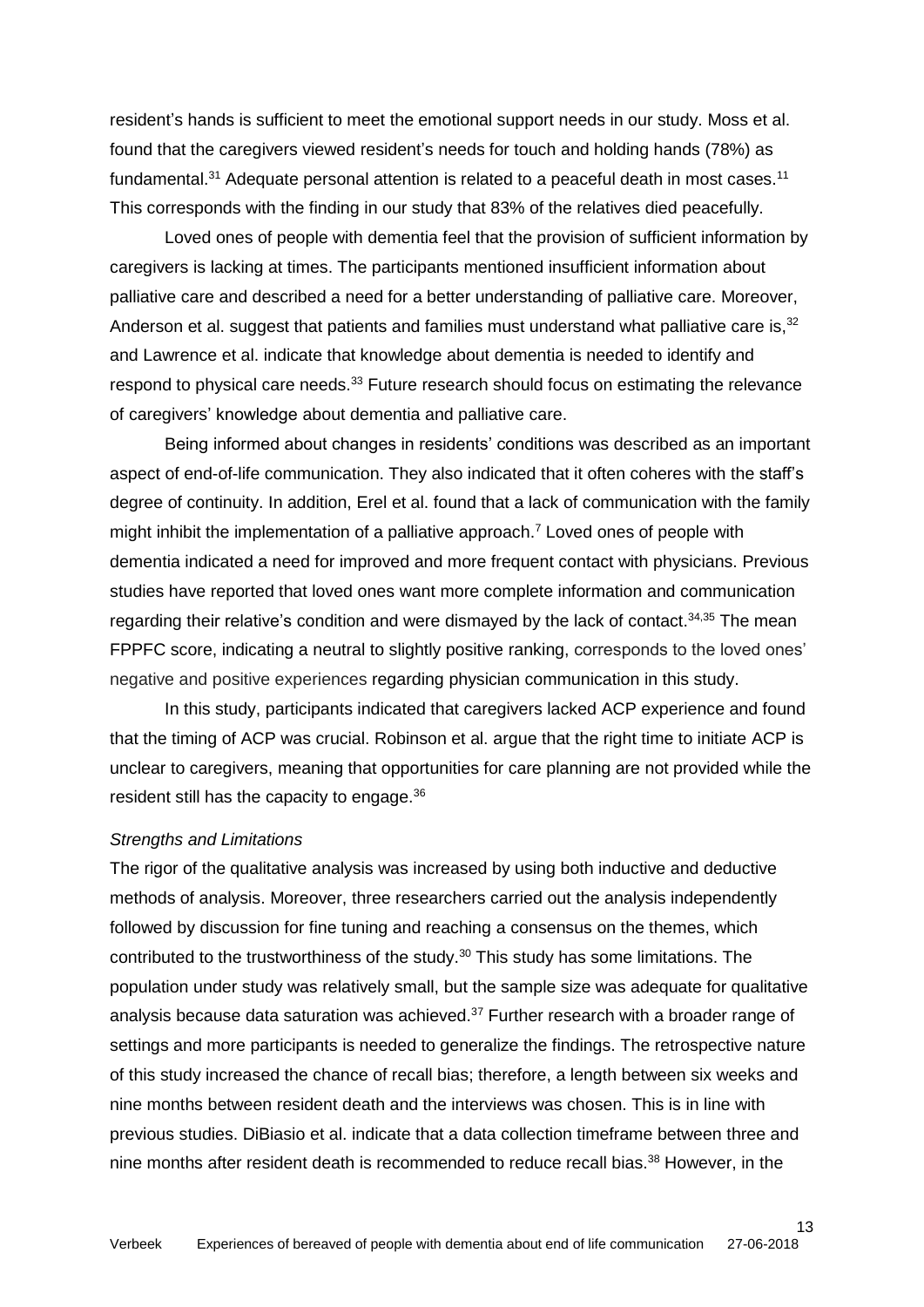resident's hands is sufficient to meet the emotional support needs in our study. Moss et al. found that the caregivers viewed resident's needs for touch and holding hands (78%) as fundamental.[31] Adequate personal attention is related to a peaceful death in most cases.[11] This corresponds with the finding in our study that 83% of the relatives died peacefully.

Loved ones of people with dementia feel that the provision of sufficient information by caregivers is lacking at times. The participants mentioned insufficient information about palliative care and described a need for a better understanding of palliative care. Moreover, Anderson et al. suggest that patients and families must understand what palliative care is,[32] and Lawrence et al. indicate that knowledge about dementia is needed to identify and respond to physical care needs.[33] Future research should focus on estimating the relevance of caregivers' knowledge about dementia and palliative care.

Being informed about changes in residents' conditions was described as an important aspect of end-of-life communication. They also indicated that it often coheres with the staff's degree of continuity. In addition, Erel et al. found that a lack of communication with the family might inhibit the implementation of a palliative approach.[7] Loved ones of people with dementia indicated a need for improved and more frequent contact with physicians. Previous studies have reported that loved ones want more complete information and communication regarding their relative's condition and were dismayed by the lack of contact.[34,35] The mean FPPFC score, indicating a neutral to slightly positive ranking, corresponds to the loved ones' negative and positive experiences regarding physician communication in this study.

In this study, participants indicated that caregivers lacked ACP experience and found that the timing of ACP was crucial. Robinson et al. argue that the right time to initiate ACP is unclear to caregivers, meaning that opportunities for care planning are not provided while the resident still has the capacity to engage.[36]

*Strengths and Limitations*

The rigor of the qualitative analysis was increased by using both inductive and deductive methods of analysis. Moreover, three researchers carried out the analysis independently followed by discussion for fine tuning and reaching a consensus on the themes, which contributed to the trustworthiness of the study.[30] This study has some limitations. The population under study was relatively small, but the sample size was adequate for qualitative analysis because data saturation was achieved.[37] Further research with a broader range of settings and more participants is needed to generalize the findings. The retrospective nature of this study increased the chance of recall bias; therefore, a length between six weeks and nine months between resident death and the interviews was chosen. This is in line with previous studies. DiBiasio et al. indicate that a data collection timeframe between three and nine months after resident death is recommended to reduce recall bias.[38] However, in the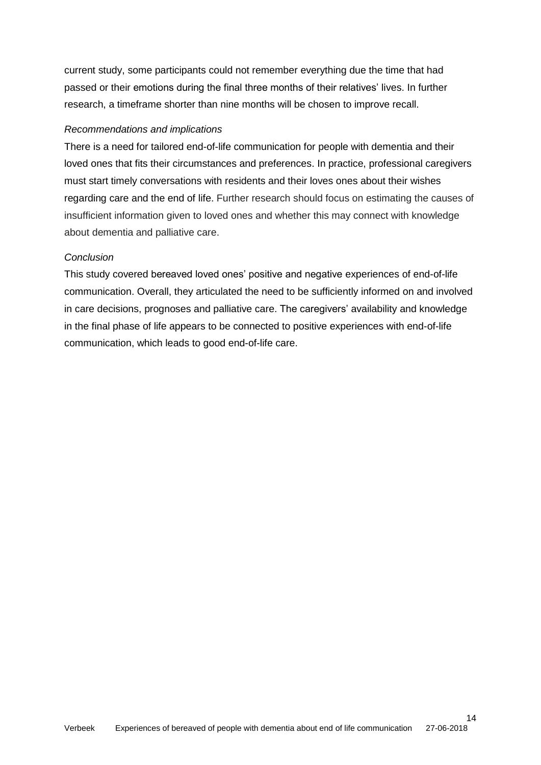current study, some participants could not remember everything due the time that had passed or their emotions during the final three months of their relatives' lives. In further research, a timeframe shorter than nine months will be chosen to improve recall.

*Recommendations and implications*

There is a need for tailored end-of-life communication for people with dementia and their loved ones that fits their circumstances and preferences. In practice, professional caregivers must start timely conversations with residents and their loves ones about their wishes regarding care and the end of life. Further research should focus on estimating the causes of insufficient information given to loved ones and whether this may connect with knowledge about dementia and palliative care.

*Conclusion*

This study covered bereaved loved ones' positive and negative experiences of end-of-life communication. Overall, they articulated the need to be sufficiently informed on and involved in care decisions, prognoses and palliative care. The caregivers' availability and knowledge in the final phase of life appears to be connected to positive experiences with end-of-life communication, which leads to good end-of-life care.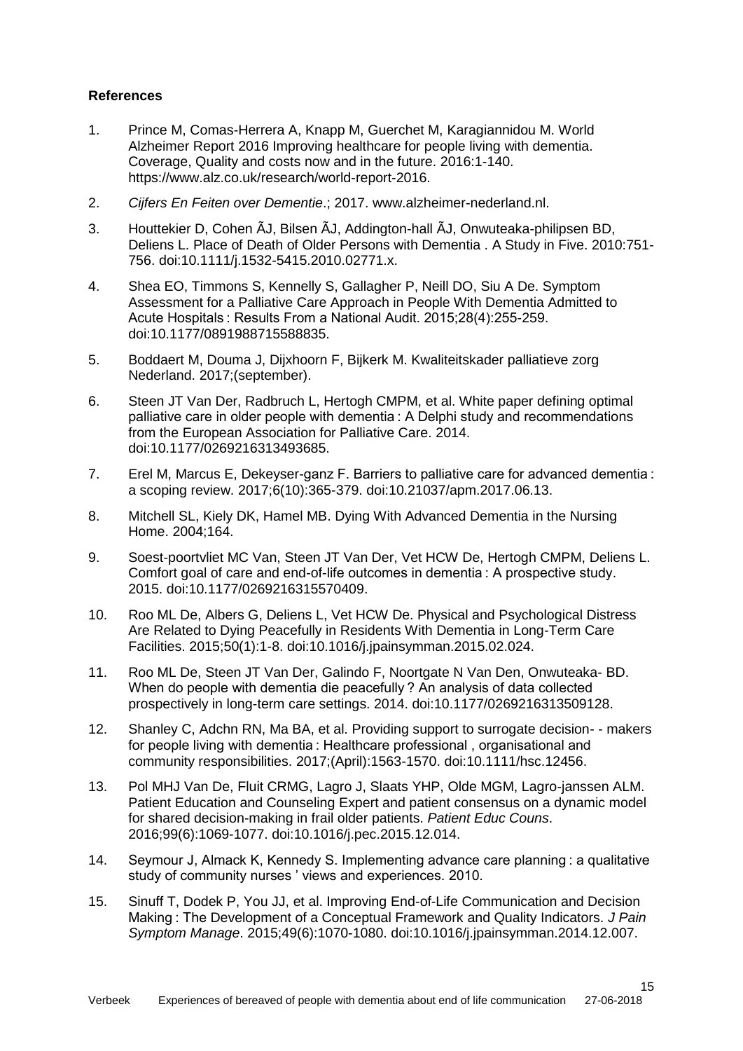**References**

1. Prince M, Comas-Herrera A, Knapp M, Guerchet M, Karagiannidou M. World Alzheimer Report 2016 Improving healthcare for people living with dementia. Coverage, Quality and costs now and in the future. 2016:1-140. https://www.alz.co.uk/research/world-report-2016.

2. *Cijfers En Feiten over Dementie*.; 2017. www.alzheimer-nederland.nl.

3. Houttekier D, Cohen ÃJ, Bilsen ÃJ, Addington-hall ÃJ, Onwuteaka-philipsen BD, Deliens L. Place of Death of Older Persons with Dementia . A Study in Five. 2010:751-756. doi:10.1111/j.1532-5415.2010.02771.x.

4. Shea EO, Timmons S, Kennelly S, Gallagher P, Neill DO, Siu A De. Symptom Assessment for a Palliative Care Approach in People With Dementia Admitted to Acute Hospitals : Results From a National Audit. 2015;28(4):255-259. doi:10.1177/0891988715588835.

5. Boddaert M, Douma J, Dijxhoorn F, Bijkerk M. Kwaliteitskader palliatieve zorg Nederland. 2017;(september).

6. Steen JT Van Der, Radbruch L, Hertogh CMPM, et al. White paper defining optimal palliative care in older people with dementia : A Delphi study and recommendations from the European Association for Palliative Care. 2014. doi:10.1177/0269216313493685.

7. Erel M, Marcus E, Dekeyser-ganz F. Barriers to palliative care for advanced dementia : a scoping review. 2017;6(10):365-379. doi:10.21037/apm.2017.06.13.

8. Mitchell SL, Kiely DK, Hamel MB. Dying With Advanced Dementia in the Nursing Home. 2004;164.

9. Soest-poortvliet MC Van, Steen JT Van Der, Vet HCW De, Hertogh CMPM, Deliens L. Comfort goal of care and end-of-life outcomes in dementia : A prospective study. 2015. doi:10.1177/0269216315570409.

10. Roo ML De, Albers G, Deliens L, Vet HCW De. Physical and Psychological Distress Are Related to Dying Peacefully in Residents With Dementia in Long-Term Care Facilities. 2015;50(1):1-8. doi:10.1016/j.jpainsymman.2015.02.024.

11. Roo ML De, Steen JT Van Der, Galindo F, Noortgate N Van Den, Onwuteaka- BD. When do people with dementia die peacefully ? An analysis of data collected prospectively in long-term care settings. 2014. doi:10.1177/0269216313509128.

12. Shanley C, Adchn RN, Ma BA, et al. Providing support to surrogate decision- - makers for people living with dementia : Healthcare professional , organisational and community responsibilities. 2017;(April):1563-1570. doi:10.1111/hsc.12456.

13. Pol MHJ Van De, Fluit CRMG, Lagro J, Slaats YHP, Olde MGM, Lagro-janssen ALM. Patient Education and Counseling Expert and patient consensus on a dynamic model for shared decision-making in frail older patients. *Patient Educ Couns*. 2016;99(6):1069-1077. doi:10.1016/j.pec.2015.12.014.

14. Seymour J, Almack K, Kennedy S. Implementing advance care planning : a qualitative study of community nurses ' views and experiences. 2010.

15. Sinuff T, Dodek P, You JJ, et al. Improving End-of-Life Communication and Decision Making : The Development of a Conceptual Framework and Quality Indicators. *J Pain Symptom Manage*. 2015;49(6):1070-1080. doi:10.1016/j.jpainsymman.2014.12.007.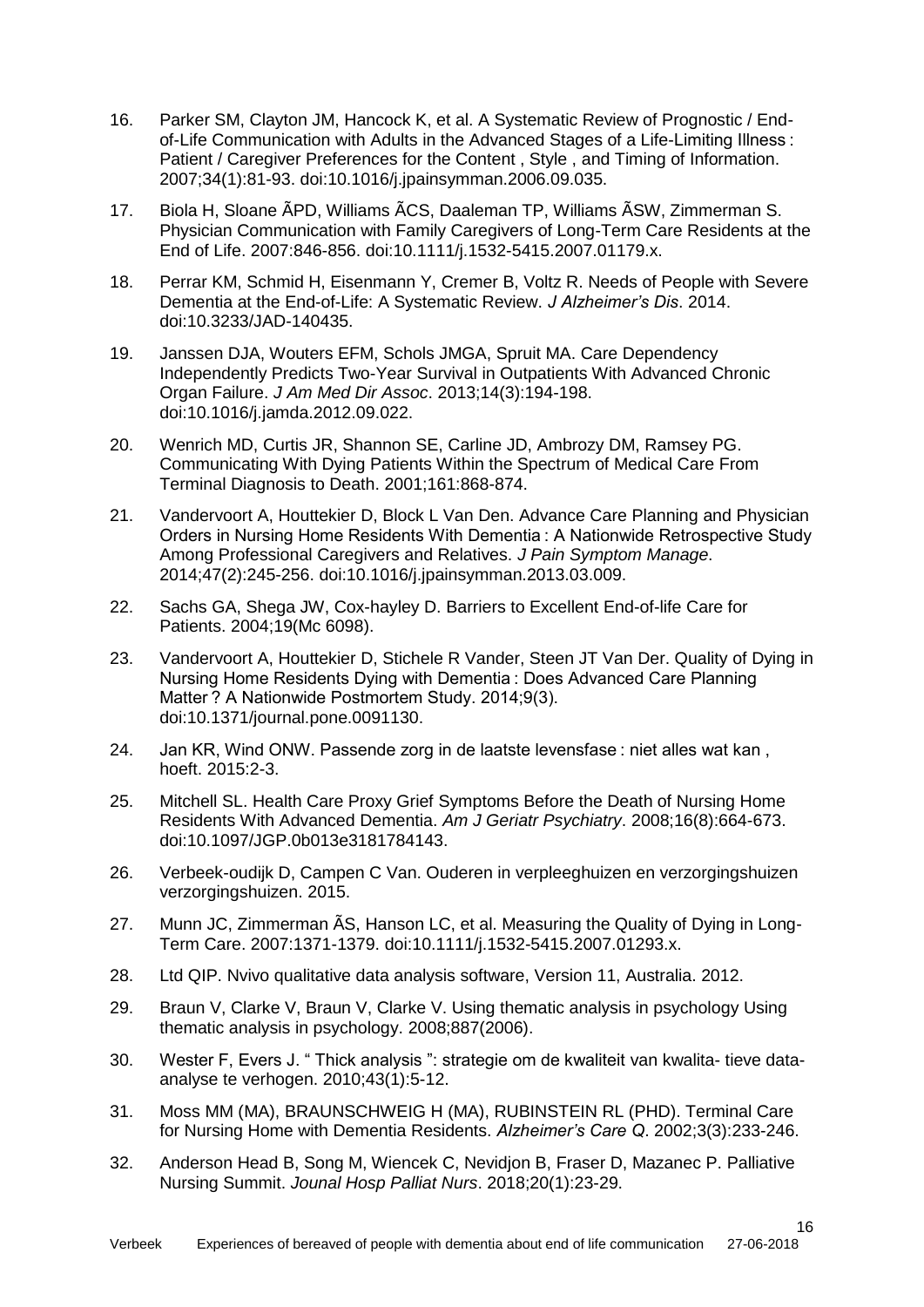16. Parker SM, Clayton JM, Hancock K, et al. A Systematic Review of Prognostic / End-of-Life Communication with Adults in the Advanced Stages of a Life-Limiting Illness : Patient / Caregiver Preferences for the Content , Style , and Timing of Information. 2007;34(1):81-93. doi:10.1016/j.jpainsymman.2006.09.035.

17. Biola H, Sloane ÃPD, Williams ÃCS, Daaleman TP, Williams ÃSW, Zimmerman S. Physician Communication with Family Caregivers of Long-Term Care Residents at the End of Life. 2007:846-856. doi:10.1111/j.1532-5415.2007.01179.x.

18. Perrar KM, Schmid H, Eisenmann Y, Cremer B, Voltz R. Needs of People with Severe Dementia at the End-of-Life: A Systematic Review. *J Alzheimer's Dis*. 2014. doi:10.3233/JAD-140435.

19. Janssen DJA, Wouters EFM, Schols JMGA, Spruit MA. Care Dependency Independently Predicts Two-Year Survival in Outpatients With Advanced Chronic Organ Failure. *J Am Med Dir Assoc*. 2013;14(3):194-198. doi:10.1016/j.jamda.2012.09.022.

20. Wenrich MD, Curtis JR, Shannon SE, Carline JD, Ambrozy DM, Ramsey PG. Communicating With Dying Patients Within the Spectrum of Medical Care From Terminal Diagnosis to Death. 2001;161:868-874.

21. Vandervoort A, Houttekier D, Block L Van Den. Advance Care Planning and Physician Orders in Nursing Home Residents With Dementia : A Nationwide Retrospective Study Among Professional Caregivers and Relatives. *J Pain Symptom Manage*. 2014;47(2):245-256. doi:10.1016/j.jpainsymman.2013.03.009.

22. Sachs GA, Shega JW, Cox-hayley D. Barriers to Excellent End-of-life Care for Patients. 2004;19(Mc 6098).

23. Vandervoort A, Houttekier D, Stichele R Vander, Steen JT Van Der. Quality of Dying in Nursing Home Residents Dying with Dementia : Does Advanced Care Planning Matter ? A Nationwide Postmortem Study. 2014;9(3). doi:10.1371/journal.pone.0091130.

24. Jan KR, Wind ONW. Passende zorg in de laatste levensfase : niet alles wat kan , hoeft. 2015:2-3.

25. Mitchell SL. Health Care Proxy Grief Symptoms Before the Death of Nursing Home Residents With Advanced Dementia. *Am J Geriatr Psychiatry*. 2008;16(8):664-673. doi:10.1097/JGP.0b013e3181784143.

26. Verbeek-oudijk D, Campen C Van. Ouderen in verpleeghuizen en verzorgingshuizen verzorgingshuizen. 2015.

27. Munn JC, Zimmerman ÃS, Hanson LC, et al. Measuring the Quality of Dying in Long-Term Care. 2007:1371-1379. doi:10.1111/j.1532-5415.2007.01293.x.

28. Ltd QIP. Nvivo qualitative data analysis software, Version 11, Australia. 2012.

29. Braun V, Clarke V, Braun V, Clarke V. Using thematic analysis in psychology Using thematic analysis in psychology. 2008;887(2006).

30. Wester F, Evers J. " Thick analysis ": strategie om de kwaliteit van kwalita- tieve data-analyse te verhogen. 2010;43(1):5-12.

31. Moss MM (MA), BRAUNSCHWEIG H (MA), RUBINSTEIN RL (PHD). Terminal Care for Nursing Home with Dementia Residents. *Alzheimer's Care Q*. 2002;3(3):233-246.

32. Anderson Head B, Song M, Wiencek C, Nevidjon B, Fraser D, Mazanec P. Palliative Nursing Summit. *Jounal Hosp Palliat Nurs*. 2018;20(1):23-29.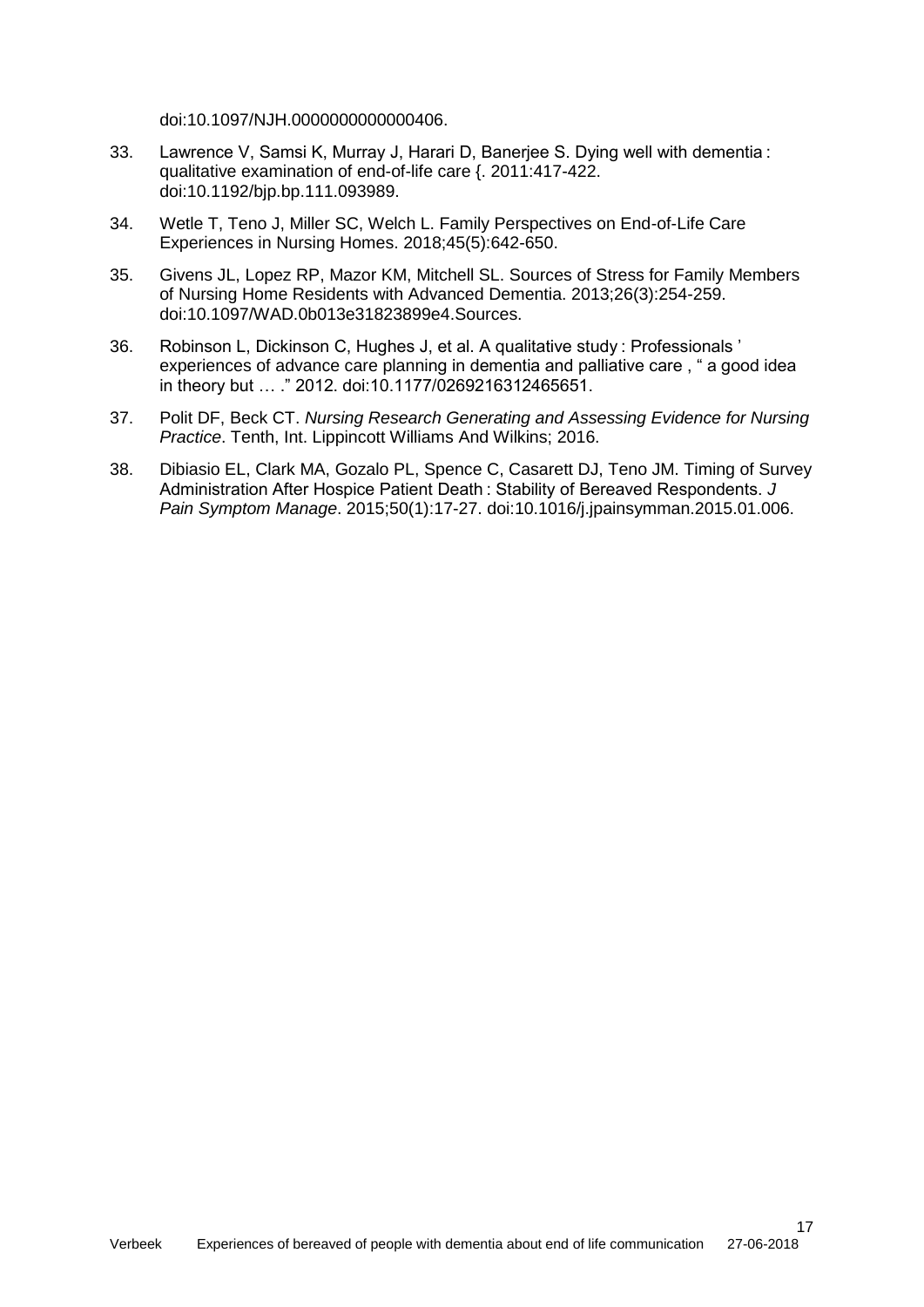doi:10.1097/NJH.0000000000000406.

33. Lawrence V, Samsi K, Murray J, Harari D, Banerjee S. Dying well with dementia : qualitative examination of end-of-life care {. 2011:417-422. doi:10.1192/bjp.bp.111.093989.

34. Wetle T, Teno J, Miller SC, Welch L. Family Perspectives on End-of-Life Care Experiences in Nursing Homes. 2018;45(5):642-650.

35. Givens JL, Lopez RP, Mazor KM, Mitchell SL. Sources of Stress for Family Members of Nursing Home Residents with Advanced Dementia. 2013;26(3):254-259. doi:10.1097/WAD.0b013e31823899e4.Sources.

36. Robinson L, Dickinson C, Hughes J, et al. A qualitative study : Professionals ' experiences of advance care planning in dementia and palliative care , " a good idea in theory but … ." 2012. doi:10.1177/0269216312465651.

37. Polit DF, Beck CT. *Nursing Research Generating and Assessing Evidence for Nursing Practice*. Tenth, Int. Lippincott Williams And Wilkins; 2016.

38. Dibiasio EL, Clark MA, Gozalo PL, Spence C, Casarett DJ, Teno JM. Timing of Survey Administration After Hospice Patient Death : Stability of Bereaved Respondents. *J Pain Symptom Manage*. 2015;50(1):17-27. doi:10.1016/j.jpainsymman.2015.01.006.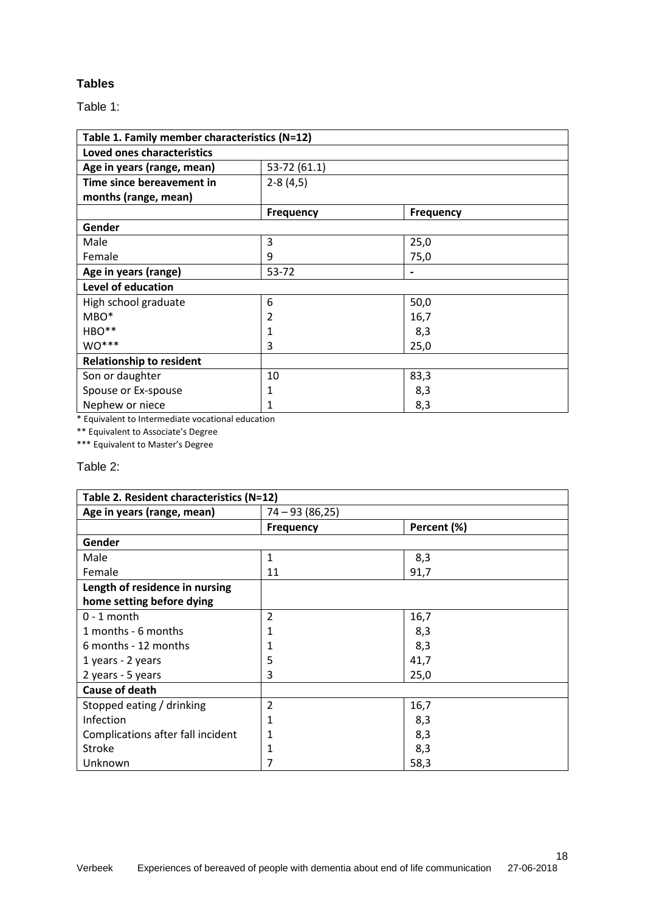## Tables

Table 1:

| Table 1. Family member characteristics (N=12) | | |
|---|---|---|
| **Loved ones characteristics** | | |
| **Age in years (range, mean)** | 53-72 (61.1) | |
| **Time since bereavement in months (range, mean)** | 2-8 (4,5) | |
| | **Frequency** | **Frequency** |
| **Gender** | | |
| Male | 3 | 25,0 |
| Female | 9 | 75,0 |
| **Age in years (range)** | 53-72 | - |
| **Level of education** | | |
| High school graduate | 6 | 50,0 |
| MBO* | 2 | 16,7 |
| HBO** | 1 | 8,3 |
| WO*** | 3 | 25,0 |
| **Relationship to resident** | | |
| Son or daughter | 10 | 83,3 |
| Spouse or Ex-spouse | 1 | 8,3 |
| Nephew or niece | 1 | 8,3 |

\* Equivalent to Intermediate vocational education

** Equivalent to Associate's Degree

*** Equivalent to Master's Degree

Table 2:

| Table 2. Resident characteristics (N=12) | | |
|---|---|---|
| **Age in years (range, mean)** | 74 – 93 (86,25) | |
| | **Frequency** | **Percent (%)** |
| **Gender** | | |
| Male | 1 | 8,3 |
| Female | 11 | 91,7 |
| **Length of residence in nursing home setting before dying** | | |
| 0 - 1 month | 2 | 16,7 |
| 1 months - 6 months | 1 | 8,3 |
| 6 months - 12 months | 1 | 8,3 |
| 1 years - 2 years | 5 | 41,7 |
| 2 years - 5 years | 3 | 25,0 |
| **Cause of death** | | |
| Stopped eating / drinking | 2 | 16,7 |
| Infection | 1 | 8,3 |
| Complications after fall incident | 1 | 8,3 |
| Stroke | 1 | 8,3 |
| Unknown | 7 | 58,3 |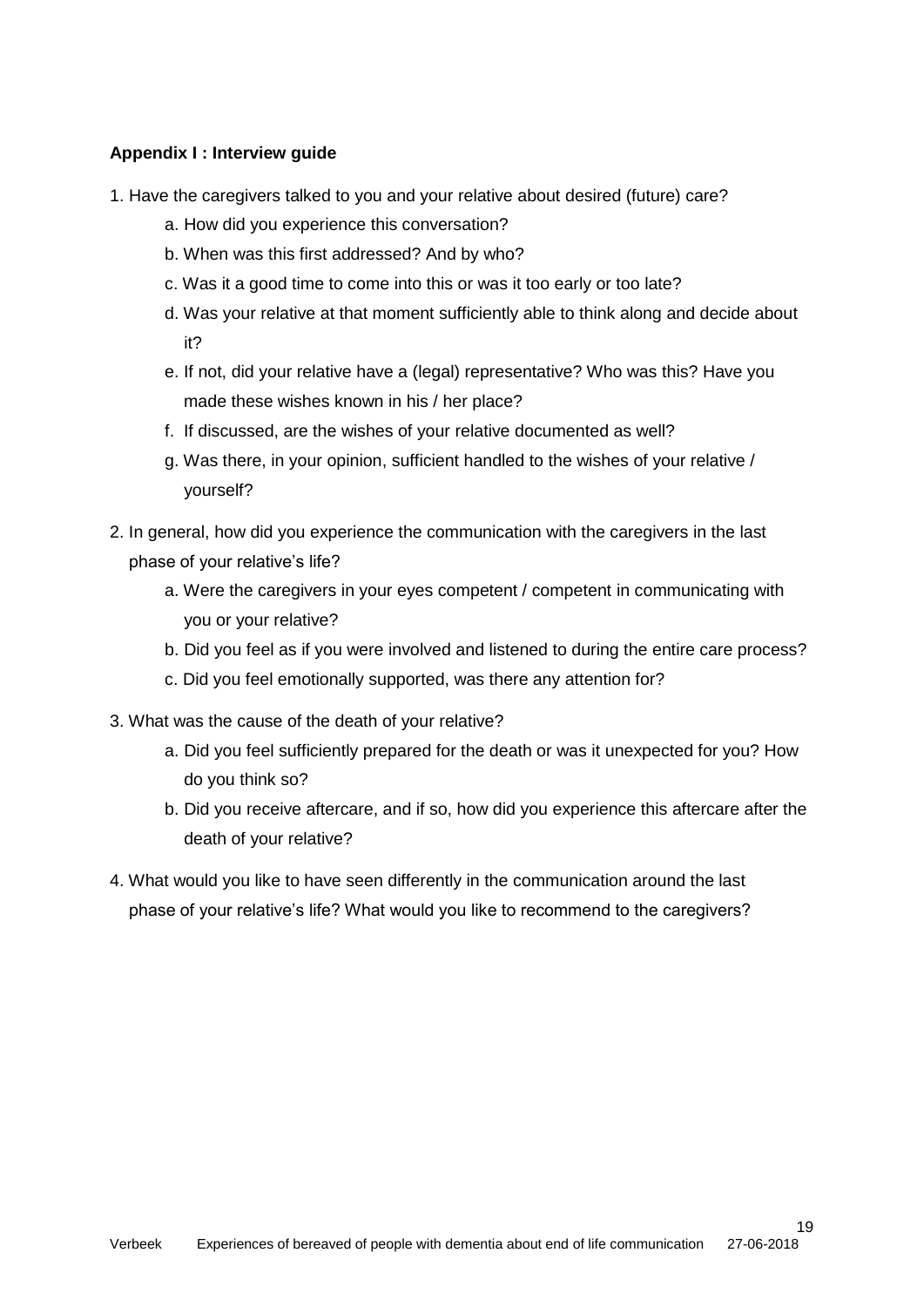**Appendix I : Interview guide**

1. Have the caregivers talked to you and your relative about desired (future) care?
   a. How did you experience this conversation?
   b. When was this first addressed? And by who?
   c. Was it a good time to come into this or was it too early or too late?
   d. Was your relative at that moment sufficiently able to think along and decide about it?
   e. If not, did your relative have a (legal) representative? Who was this? Have you made these wishes known in his / her place?
   f. If discussed, are the wishes of your relative documented as well?
   g. Was there, in your opinion, sufficient handled to the wishes of your relative / yourself?
2. In general, how did you experience the communication with the caregivers in the last phase of your relative's life?
   a. Were the caregivers in your eyes competent / competent in communicating with you or your relative?
   b. Did you feel as if you were involved and listened to during the entire care process?
   c. Did you feel emotionally supported, was there any attention for?
3. What was the cause of the death of your relative?
   a. Did you feel sufficiently prepared for the death or was it unexpected for you? How do you think so?
   b. Did you receive aftercare, and if so, how did you experience this aftercare after the death of your relative?
4. What would you like to have seen differently in the communication around the last phase of your relative's life? What would you like to recommend to the caregivers?